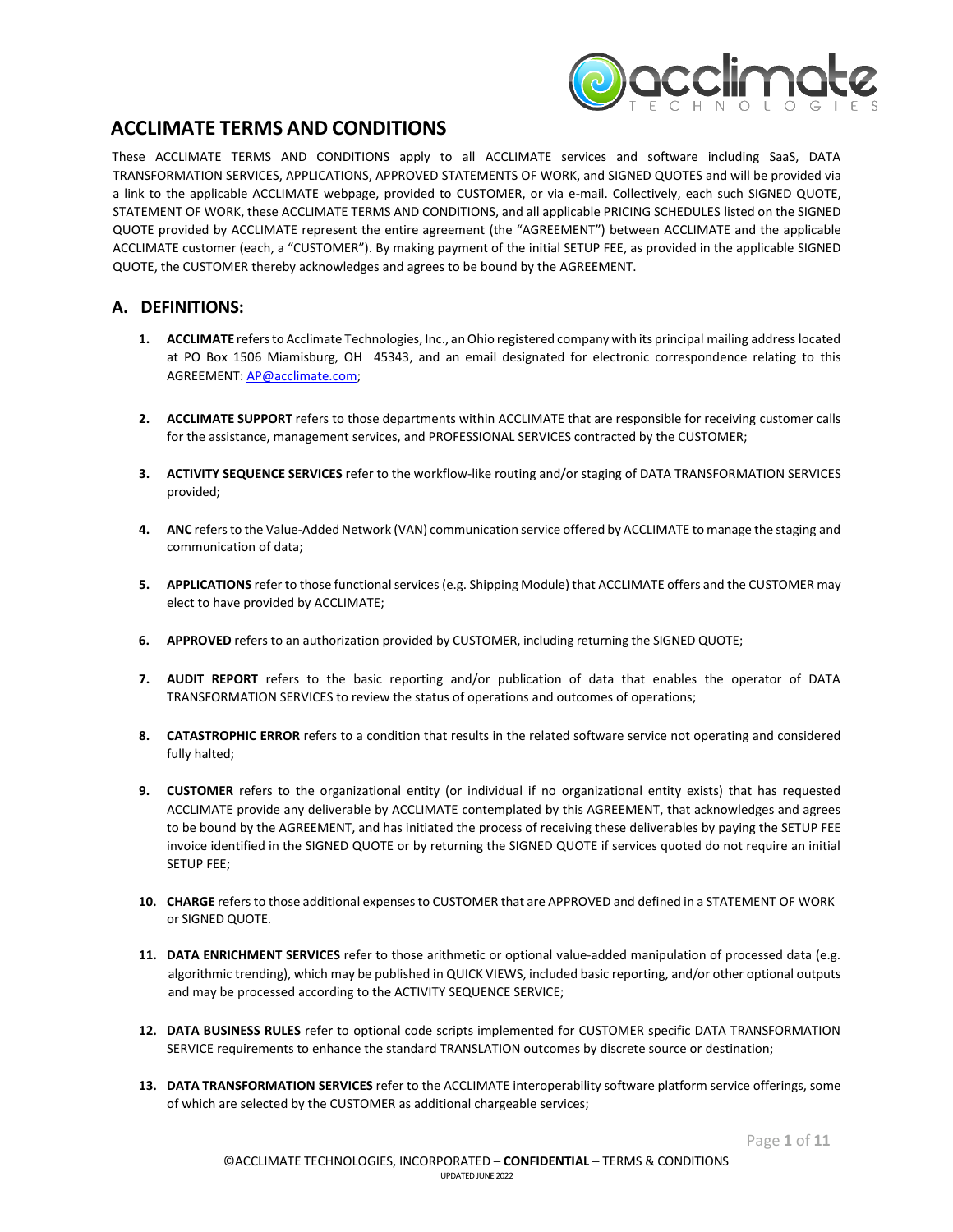# ACCLIMATE TERMS AND CONDITIONS

These ACCLIMATE TERMS AND CONDITIONS apply to all ACCLIMATE services and software including SaaS, DATA TRANSFORMATION SERVICES, APPLICATIONS, APPROVED STATEMENTS OF WORK, and SIGNED QUOTES and will be provided via a link to the applicable ACCLIMATE webpage, provided to CUSTOMER, or via e-mail. Collectively, each such SIGNED QUOTE, STATEMENT OF WORK, these ACCLIMATE TERMS AND CONDITIONS, and all applicable PRICING SCHEDULES listed on the SIGNED QUOTE provided by ACCLIMATE represent the entire agreement (the "AGREEMENT") between ACCLIMATE and the applicable ACCLIMATE customer (each, a "CUSTOMER"). By making payment of the initial SETUP FEE, as provided in the applicable SIGNED QUOTE, the CUSTOMER thereby acknowledges and agrees to be bound by the AGREEMENT.

## A. DEFINITIONS:

1. **ACCLIMATE** refers to Acclimate Technologies, Inc., an Ohio registered company with its principal mailing address located at PO Box 1506 Miamisburg, OH 45343, and an email designated for electronic correspondence relating to this AGREEMENT: [AP@acclimate.com](mailto:AP@acclimate.com);

2. **ACCLIMATE SUPPORT** refers to those departments within ACCLIMATE that are responsible for receiving customer calls for the assistance, management services, and PROFESSIONAL SERVICES contracted by the CUSTOMER;

3. **ACTIVITY SEQUENCE SERVICES** refer to the workflow-like routing and/or staging of DATA TRANSFORMATION SERVICES provided;

4. **ANC** refers to the Value-Added Network (VAN) communication service offered by ACCLIMATE to manage the staging and communication of data;

5. **APPLICATIONS** refer to those functional services (e.g. Shipping Module) that ACCLIMATE offers and the CUSTOMER may elect to have provided by ACCLIMATE;

6. **APPROVED** refers to an authorization provided by CUSTOMER, including returning the SIGNED QUOTE;

7. **AUDIT REPORT** refers to the basic reporting and/or publication of data that enables the operator of DATA TRANSFORMATION SERVICES to review the status of operations and outcomes of operations;

8. **CATASTROPHIC ERROR** refers to a condition that results in the related software service not operating and considered fully halted;

9. **CUSTOMER** refers to the organizational entity (or individual if no organizational entity exists) that has requested ACCLIMATE provide any deliverable by ACCLIMATE contemplated by this AGREEMENT, that acknowledges and agrees to be bound by the AGREEMENT, and has initiated the process of receiving these deliverables by paying the SETUP FEE invoice identified in the SIGNED QUOTE or by returning the SIGNED QUOTE if services quoted do not require an initial SETUP FEE;

10. **CHARGE** refers to those additional expenses to CUSTOMER that are APPROVED and defined in a STATEMENT OF WORK or SIGNED QUOTE.

11. **DATA ENRICHMENT SERVICES** refer to those arithmetic or optional value-added manipulation of processed data (e.g. algorithmic trending), which may be published in QUICK VIEWS, included basic reporting, and/or other optional outputs and may be processed according to the ACTIVITY SEQUENCE SERVICE;

12. **DATA BUSINESS RULES** refer to optional code scripts implemented for CUSTOMER specific DATA TRANSFORMATION SERVICE requirements to enhance the standard TRANSLATION outcomes by discrete source or destination;

13. **DATA TRANSFORMATION SERVICES** refer to the ACCLIMATE interoperability software platform service offerings, some of which are selected by the CUSTOMER as additional chargeable services;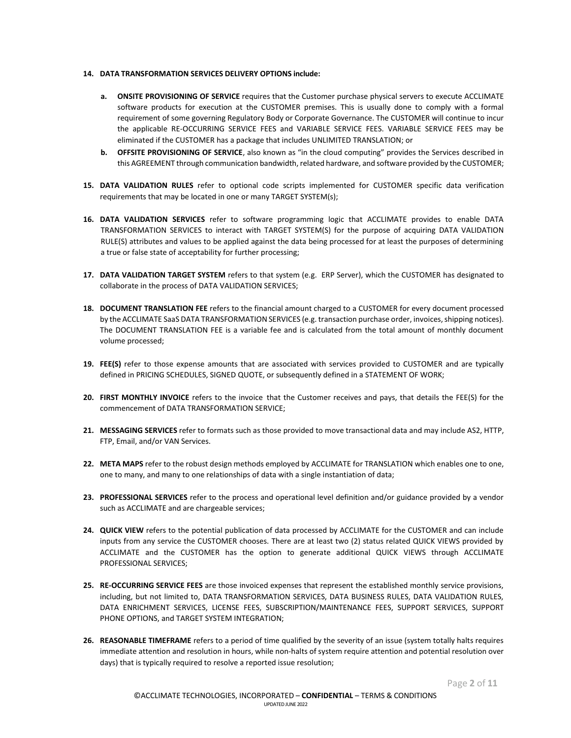**14. DATA TRANSFORMATION SERVICES DELIVERY OPTIONS include:**

   **a. ONSITE PROVISIONING OF SERVICE** requires that the Customer purchase physical servers to execute ACCLIMATE software products for execution at the CUSTOMER premises. This is usually done to comply with a formal requirement of some governing Regulatory Body or Corporate Governance. The CUSTOMER will continue to incur the applicable RE-OCCURRING SERVICE FEES and VARIABLE SERVICE FEES. VARIABLE SERVICE FEES may be eliminated if the CUSTOMER has a package that includes UNLIMITED TRANSLATION; or

   **b. OFFSITE PROVISIONING OF SERVICE**, also known as "in the cloud computing" provides the Services described in this AGREEMENT through communication bandwidth, related hardware, and software provided by the CUSTOMER;

**15. DATA VALIDATION RULES** refer to optional code scripts implemented for CUSTOMER specific data verification requirements that may be located in one or many TARGET SYSTEM(s);

**16. DATA VALIDATION SERVICES** refer to software programming logic that ACCLIMATE provides to enable DATA TRANSFORMATION SERVICES to interact with TARGET SYSTEM(S) for the purpose of acquiring DATA VALIDATION RULE(S) attributes and values to be applied against the data being processed for at least the purposes of determining a true or false state of acceptability for further processing;

**17. DATA VALIDATION TARGET SYSTEM** refers to that system (e.g. ERP Server), which the CUSTOMER has designated to collaborate in the process of DATA VALIDATION SERVICES;

**18. DOCUMENT TRANSLATION FEE** refers to the financial amount charged to a CUSTOMER for every document processed by the ACCLIMATE SaaS DATA TRANSFORMATION SERVICES (e.g. transaction purchase order, invoices, shipping notices). The DOCUMENT TRANSLATION FEE is a variable fee and is calculated from the total amount of monthly document volume processed;

**19. FEE(S)** refer to those expense amounts that are associated with services provided to CUSTOMER and are typically defined in PRICING SCHEDULES, SIGNED QUOTE, or subsequently defined in a STATEMENT OF WORK;

**20. FIRST MONTHLY INVOICE** refers to the invoice that the Customer receives and pays, that details the FEE(S) for the commencement of DATA TRANSFORMATION SERVICE;

**21. MESSAGING SERVICES** refer to formats such as those provided to move transactional data and may include AS2, HTTP, FTP, Email, and/or VAN Services.

**22. META MAPS** refer to the robust design methods employed by ACCLIMATE for TRANSLATION which enables one to one, one to many, and many to one relationships of data with a single instantiation of data;

**23. PROFESSIONAL SERVICES** refer to the process and operational level definition and/or guidance provided by a vendor such as ACCLIMATE and are chargeable services;

**24. QUICK VIEW** refers to the potential publication of data processed by ACCLIMATE for the CUSTOMER and can include inputs from any service the CUSTOMER chooses. There are at least two (2) status related QUICK VIEWS provided by ACCLIMATE and the CUSTOMER has the option to generate additional QUICK VIEWS through ACCLIMATE PROFESSIONAL SERVICES;

**25. RE-OCCURRING SERVICE FEES** are those invoiced expenses that represent the established monthly service provisions, including, but not limited to, DATA TRANSFORMATION SERVICES, DATA BUSINESS RULES, DATA VALIDATION RULES, DATA ENRICHMENT SERVICES, LICENSE FEES, SUBSCRIPTION/MAINTENANCE FEES, SUPPORT SERVICES, SUPPORT PHONE OPTIONS, and TARGET SYSTEM INTEGRATION;

**26. REASONABLE TIMEFRAME** refers to a period of time qualified by the severity of an issue (system totally halts requires immediate attention and resolution in hours, while non-halts of system require attention and potential resolution over days) that is typically required to resolve a reported issue resolution;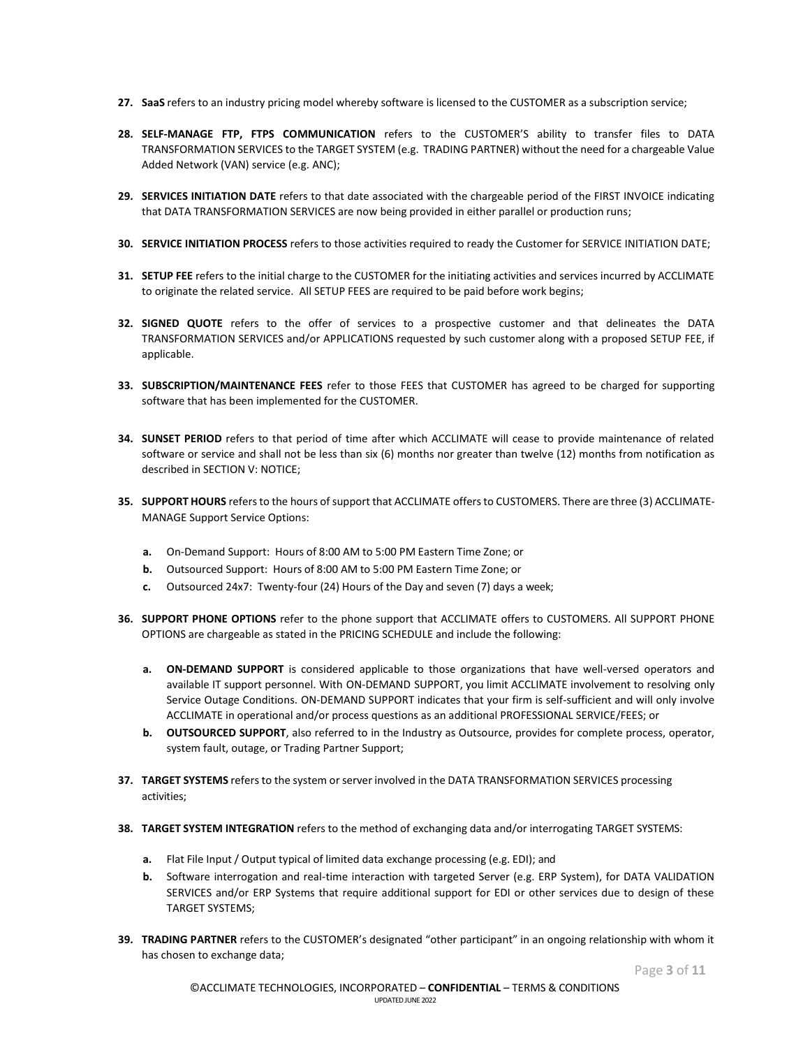27. **SaaS** refers to an industry pricing model whereby software is licensed to the CUSTOMER as a subscription service;

28. **SELF-MANAGE FTP, FTPS COMMUNICATION** refers to the CUSTOMER'S ability to transfer files to DATA TRANSFORMATION SERVICES to the TARGET SYSTEM (e.g. TRADING PARTNER) without the need for a chargeable Value Added Network (VAN) service (e.g. ANC);

29. **SERVICES INITIATION DATE** refers to that date associated with the chargeable period of the FIRST INVOICE indicating that DATA TRANSFORMATION SERVICES are now being provided in either parallel or production runs;

30. **SERVICE INITIATION PROCESS** refers to those activities required to ready the Customer for SERVICE INITIATION DATE;

31. **SETUP FEE** refers to the initial charge to the CUSTOMER for the initiating activities and services incurred by ACCLIMATE to originate the related service. All SETUP FEES are required to be paid before work begins;

32. **SIGNED QUOTE** refers to the offer of services to a prospective customer and that delineates the DATA TRANSFORMATION SERVICES and/or APPLICATIONS requested by such customer along with a proposed SETUP FEE, if applicable.

33. **SUBSCRIPTION/MAINTENANCE FEES** refer to those FEES that CUSTOMER has agreed to be charged for supporting software that has been implemented for the CUSTOMER.

34. **SUNSET PERIOD** refers to that period of time after which ACCLIMATE will cease to provide maintenance of related software or service and shall not be less than six (6) months nor greater than twelve (12) months from notification as described in SECTION V: NOTICE;

35. **SUPPORT HOURS** refers to the hours of support that ACCLIMATE offers to CUSTOMERS. There are three (3) ACCLIMATE-MANAGE Support Service Options:

    a. On-Demand Support: Hours of 8:00 AM to 5:00 PM Eastern Time Zone; or
    b. Outsourced Support: Hours of 8:00 AM to 5:00 PM Eastern Time Zone; or
    c. Outsourced 24x7: Twenty-four (24) Hours of the Day and seven (7) days a week;

36. **SUPPORT PHONE OPTIONS** refer to the phone support that ACCLIMATE offers to CUSTOMERS. All SUPPORT PHONE OPTIONS are chargeable as stated in the PRICING SCHEDULE and include the following:

    a. **ON-DEMAND SUPPORT** is considered applicable to those organizations that have well-versed operators and available IT support personnel. With ON-DEMAND SUPPORT, you limit ACCLIMATE involvement to resolving only Service Outage Conditions. ON-DEMAND SUPPORT indicates that your firm is self-sufficient and will only involve ACCLIMATE in operational and/or process questions as an additional PROFESSIONAL SERVICE/FEES; or
    b. **OUTSOURCED SUPPORT**, also referred to in the Industry as Outsource, provides for complete process, operator, system fault, outage, or Trading Partner Support;

37. **TARGET SYSTEMS** refers to the system or server involved in the DATA TRANSFORMATION SERVICES processing activities;

38. **TARGET SYSTEM INTEGRATION** refers to the method of exchanging data and/or interrogating TARGET SYSTEMS:

    a. Flat File Input / Output typical of limited data exchange processing (e.g. EDI); and
    b. Software interrogation and real-time interaction with targeted Server (e.g. ERP System), for DATA VALIDATION SERVICES and/or ERP Systems that require additional support for EDI or other services due to design of these TARGET SYSTEMS;

39. **TRADING PARTNER** refers to the CUSTOMER's designated "other participant" in an ongoing relationship with whom it has chosen to exchange data;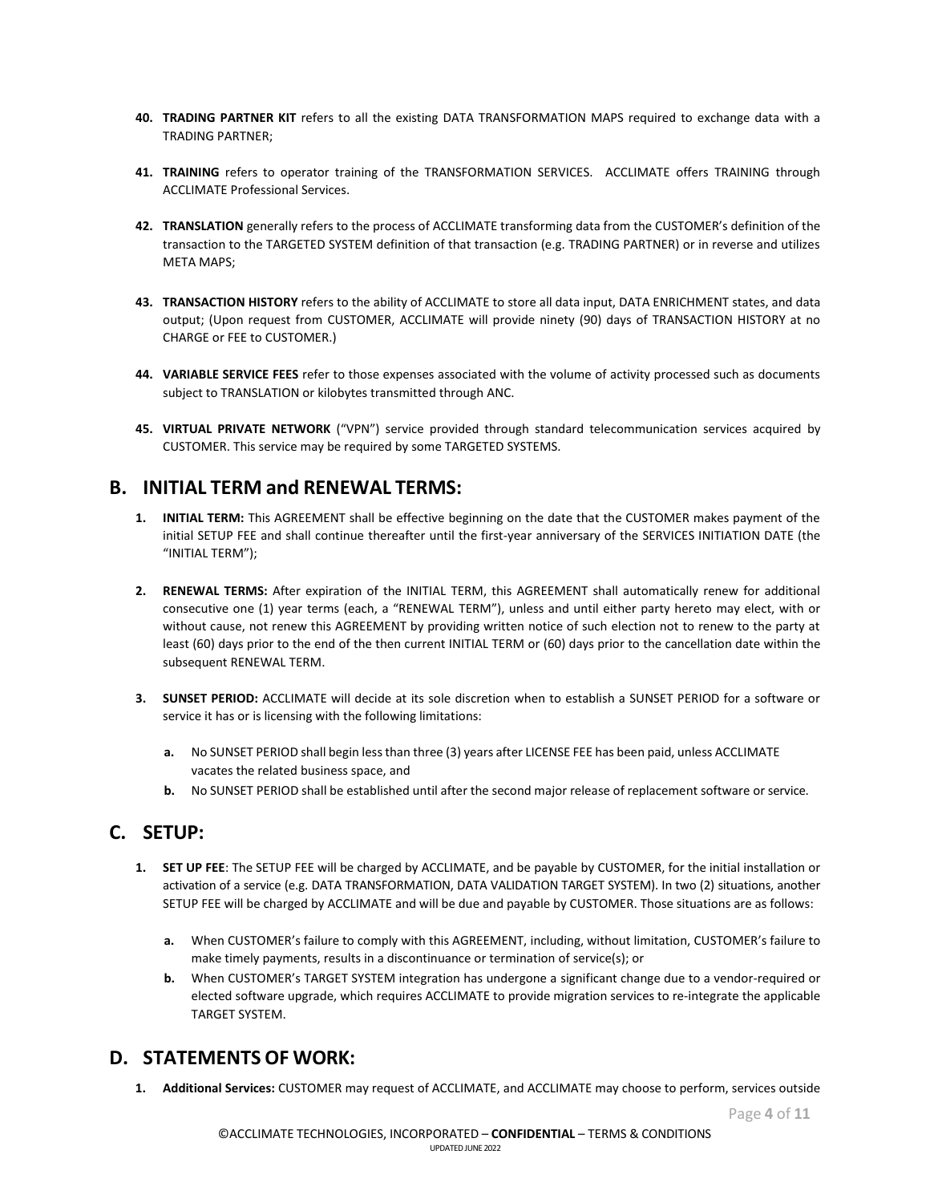40. **TRADING PARTNER KIT** refers to all the existing DATA TRANSFORMATION MAPS required to exchange data with a TRADING PARTNER;

41. **TRAINING** refers to operator training of the TRANSFORMATION SERVICES. ACCLIMATE offers TRAINING through ACCLIMATE Professional Services.

42. **TRANSLATION** generally refers to the process of ACCLIMATE transforming data from the CUSTOMER's definition of the transaction to the TARGETED SYSTEM definition of that transaction (e.g. TRADING PARTNER) or in reverse and utilizes META MAPS;

43. **TRANSACTION HISTORY** refers to the ability of ACCLIMATE to store all data input, DATA ENRICHMENT states, and data output; (Upon request from CUSTOMER, ACCLIMATE will provide ninety (90) days of TRANSACTION HISTORY at no CHARGE or FEE to CUSTOMER.)

44. **VARIABLE SERVICE FEES** refer to those expenses associated with the volume of activity processed such as documents subject to TRANSLATION or kilobytes transmitted through ANC.

45. **VIRTUAL PRIVATE NETWORK** ("VPN") service provided through standard telecommunication services acquired by CUSTOMER. This service may be required by some TARGETED SYSTEMS.

## B. INITIAL TERM and RENEWAL TERMS:

1. **INITIAL TERM:** This AGREEMENT shall be effective beginning on the date that the CUSTOMER makes payment of the initial SETUP FEE and shall continue thereafter until the first-year anniversary of the SERVICES INITIATION DATE (the "INITIAL TERM");

2. **RENEWAL TERMS:** After expiration of the INITIAL TERM, this AGREEMENT shall automatically renew for additional consecutive one (1) year terms (each, a "RENEWAL TERM"), unless and until either party hereto may elect, with or without cause, not renew this AGREEMENT by providing written notice of such election not to renew to the party at least (60) days prior to the end of the then current INITIAL TERM or (60) days prior to the cancellation date within the subsequent RENEWAL TERM.

3. **SUNSET PERIOD:** ACCLIMATE will decide at its sole discretion when to establish a SUNSET PERIOD for a software or service it has or is licensing with the following limitations:

   a. No SUNSET PERIOD shall begin less than three (3) years after LICENSE FEE has been paid, unless ACCLIMATE vacates the related business space, and

   b. No SUNSET PERIOD shall be established until after the second major release of replacement software or service.

## C. SETUP:

1. **SET UP FEE**: The SETUP FEE will be charged by ACCLIMATE, and be payable by CUSTOMER, for the initial installation or activation of a service (e.g. DATA TRANSFORMATION, DATA VALIDATION TARGET SYSTEM). In two (2) situations, another SETUP FEE will be charged by ACCLIMATE and will be due and payable by CUSTOMER. Those situations are as follows:

   a. When CUSTOMER's failure to comply with this AGREEMENT, including, without limitation, CUSTOMER's failure to make timely payments, results in a discontinuance or termination of service(s); or

   b. When CUSTOMER's TARGET SYSTEM integration has undergone a significant change due to a vendor-required or elected software upgrade, which requires ACCLIMATE to provide migration services to re-integrate the applicable TARGET SYSTEM.

## D. STATEMENTS OF WORK:

1. **Additional Services:** CUSTOMER may request of ACCLIMATE, and ACCLIMATE may choose to perform, services outside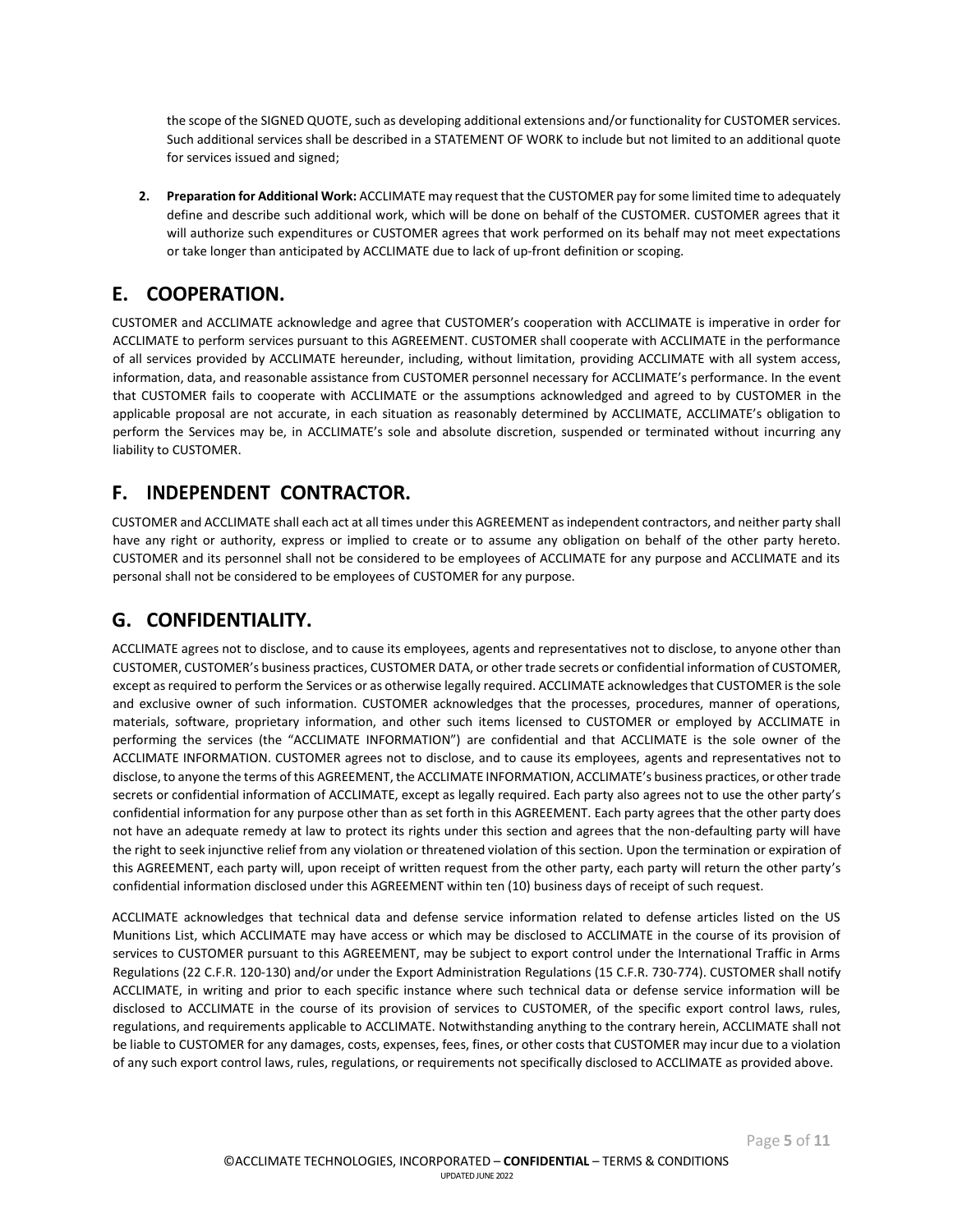the scope of the SIGNED QUOTE, such as developing additional extensions and/or functionality for CUSTOMER services. Such additional services shall be described in a STATEMENT OF WORK to include but not limited to an additional quote for services issued and signed;

2. **Preparation for Additional Work:** ACCLIMATE may request that the CUSTOMER pay for some limited time to adequately define and describe such additional work, which will be done on behalf of the CUSTOMER. CUSTOMER agrees that it will authorize such expenditures or CUSTOMER agrees that work performed on its behalf may not meet expectations or take longer than anticipated by ACCLIMATE due to lack of up-front definition or scoping.

## E. COOPERATION.

CUSTOMER and ACCLIMATE acknowledge and agree that CUSTOMER's cooperation with ACCLIMATE is imperative in order for ACCLIMATE to perform services pursuant to this AGREEMENT. CUSTOMER shall cooperate with ACCLIMATE in the performance of all services provided by ACCLIMATE hereunder, including, without limitation, providing ACCLIMATE with all system access, information, data, and reasonable assistance from CUSTOMER personnel necessary for ACCLIMATE's performance. In the event that CUSTOMER fails to cooperate with ACCLIMATE or the assumptions acknowledged and agreed to by CUSTOMER in the applicable proposal are not accurate, in each situation as reasonably determined by ACCLIMATE, ACCLIMATE's obligation to perform the Services may be, in ACCLIMATE's sole and absolute discretion, suspended or terminated without incurring any liability to CUSTOMER.

## F. INDEPENDENT CONTRACTOR.

CUSTOMER and ACCLIMATE shall each act at all times under this AGREEMENT as independent contractors, and neither party shall have any right or authority, express or implied to create or to assume any obligation on behalf of the other party hereto. CUSTOMER and its personnel shall not be considered to be employees of ACCLIMATE for any purpose and ACCLIMATE and its personal shall not be considered to be employees of CUSTOMER for any purpose.

## G. CONFIDENTIALITY.

ACCLIMATE agrees not to disclose, and to cause its employees, agents and representatives not to disclose, to anyone other than CUSTOMER, CUSTOMER's business practices, CUSTOMER DATA, or other trade secrets or confidential information of CUSTOMER, except as required to perform the Services or as otherwise legally required. ACCLIMATE acknowledges that CUSTOMER is the sole and exclusive owner of such information. CUSTOMER acknowledges that the processes, procedures, manner of operations, materials, software, proprietary information, and other such items licensed to CUSTOMER or employed by ACCLIMATE in performing the services (the "ACCLIMATE INFORMATION") are confidential and that ACCLIMATE is the sole owner of the ACCLIMATE INFORMATION. CUSTOMER agrees not to disclose, and to cause its employees, agents and representatives not to disclose, to anyone the terms of this AGREEMENT, the ACCLIMATE INFORMATION, ACCLIMATE's business practices, or other trade secrets or confidential information of ACCLIMATE, except as legally required. Each party also agrees not to use the other party's confidential information for any purpose other than as set forth in this AGREEMENT. Each party agrees that the other party does not have an adequate remedy at law to protect its rights under this section and agrees that the non-defaulting party will have the right to seek injunctive relief from any violation or threatened violation of this section. Upon the termination or expiration of this AGREEMENT, each party will, upon receipt of written request from the other party, each party will return the other party's confidential information disclosed under this AGREEMENT within ten (10) business days of receipt of such request.

ACCLIMATE acknowledges that technical data and defense service information related to defense articles listed on the US Munitions List, which ACCLIMATE may have access or which may be disclosed to ACCLIMATE in the course of its provision of services to CUSTOMER pursuant to this AGREEMENT, may be subject to export control under the International Traffic in Arms Regulations (22 C.F.R. 120-130) and/or under the Export Administration Regulations (15 C.F.R. 730-774). CUSTOMER shall notify ACCLIMATE, in writing and prior to each specific instance where such technical data or defense service information will be disclosed to ACCLIMATE in the course of its provision of services to CUSTOMER, of the specific export control laws, rules, regulations, and requirements applicable to ACCLIMATE. Notwithstanding anything to the contrary herein, ACCLIMATE shall not be liable to CUSTOMER for any damages, costs, expenses, fees, fines, or other costs that CUSTOMER may incur due to a violation of any such export control laws, rules, regulations, or requirements not specifically disclosed to ACCLIMATE as provided above.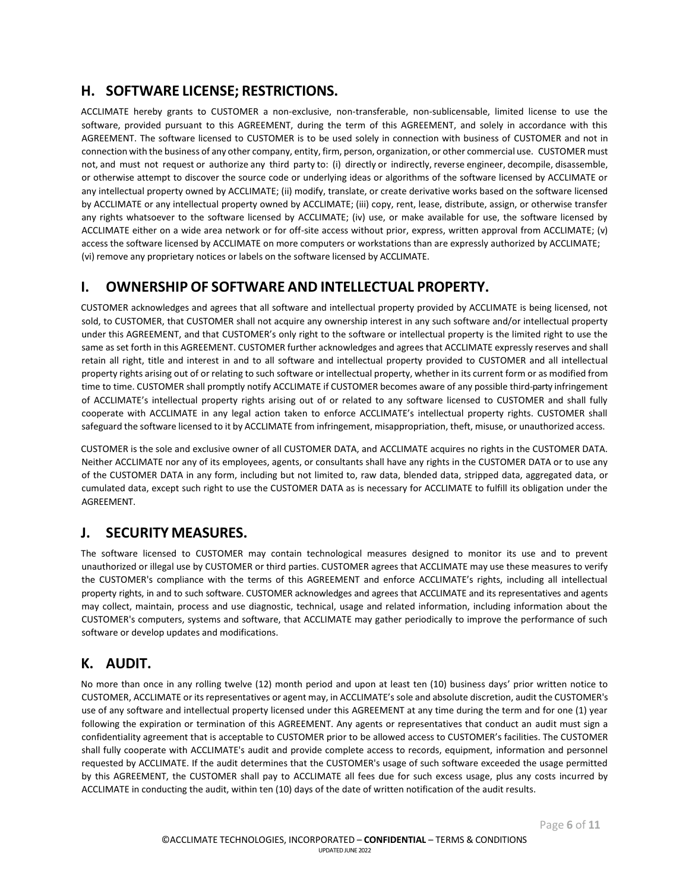## H. SOFTWARE LICENSE; RESTRICTIONS.

ACCLIMATE hereby grants to CUSTOMER a non-exclusive, non-transferable, non-sublicensable, limited license to use the software, provided pursuant to this AGREEMENT, during the term of this AGREEMENT, and solely in accordance with this AGREEMENT. The software licensed to CUSTOMER is to be used solely in connection with business of CUSTOMER and not in connection with the business of any other company, entity, firm, person, organization, or other commercial use. CUSTOMER must not, and must not request or authorize any third party to: (i) directly or indirectly, reverse engineer, decompile, disassemble, or otherwise attempt to discover the source code or underlying ideas or algorithms of the software licensed by ACCLIMATE or any intellectual property owned by ACCLIMATE; (ii) modify, translate, or create derivative works based on the software licensed by ACCLIMATE or any intellectual property owned by ACCLIMATE; (iii) copy, rent, lease, distribute, assign, or otherwise transfer any rights whatsoever to the software licensed by ACCLIMATE; (iv) use, or make available for use, the software licensed by ACCLIMATE either on a wide area network or for off-site access without prior, express, written approval from ACCLIMATE; (v) access the software licensed by ACCLIMATE on more computers or workstations than are expressly authorized by ACCLIMATE; (vi) remove any proprietary notices or labels on the software licensed by ACCLIMATE.

## I. OWNERSHIP OF SOFTWARE AND INTELLECTUAL PROPERTY.

CUSTOMER acknowledges and agrees that all software and intellectual property provided by ACCLIMATE is being licensed, not sold, to CUSTOMER, that CUSTOMER shall not acquire any ownership interest in any such software and/or intellectual property under this AGREEMENT, and that CUSTOMER's only right to the software or intellectual property is the limited right to use the same as set forth in this AGREEMENT. CUSTOMER further acknowledges and agrees that ACCLIMATE expressly reserves and shall retain all right, title and interest in and to all software and intellectual property provided to CUSTOMER and all intellectual property rights arising out of or relating to such software or intellectual property, whether in its current form or as modified from time to time. CUSTOMER shall promptly notify ACCLIMATE if CUSTOMER becomes aware of any possible third-party infringement of ACCLIMATE's intellectual property rights arising out of or related to any software licensed to CUSTOMER and shall fully cooperate with ACCLIMATE in any legal action taken to enforce ACCLIMATE's intellectual property rights. CUSTOMER shall safeguard the software licensed to it by ACCLIMATE from infringement, misappropriation, theft, misuse, or unauthorized access.

CUSTOMER is the sole and exclusive owner of all CUSTOMER DATA, and ACCLIMATE acquires no rights in the CUSTOMER DATA. Neither ACCLIMATE nor any of its employees, agents, or consultants shall have any rights in the CUSTOMER DATA or to use any of the CUSTOMER DATA in any form, including but not limited to, raw data, blended data, stripped data, aggregated data, or cumulated data, except such right to use the CUSTOMER DATA as is necessary for ACCLIMATE to fulfill its obligation under the AGREEMENT.

## J. SECURITY MEASURES.

The software licensed to CUSTOMER may contain technological measures designed to monitor its use and to prevent unauthorized or illegal use by CUSTOMER or third parties. CUSTOMER agrees that ACCLIMATE may use these measures to verify the CUSTOMER's compliance with the terms of this AGREEMENT and enforce ACCLIMATE's rights, including all intellectual property rights, in and to such software. CUSTOMER acknowledges and agrees that ACCLIMATE and its representatives and agents may collect, maintain, process and use diagnostic, technical, usage and related information, including information about the CUSTOMER's computers, systems and software, that ACCLIMATE may gather periodically to improve the performance of such software or develop updates and modifications.

## K. AUDIT.

No more than once in any rolling twelve (12) month period and upon at least ten (10) business days' prior written notice to CUSTOMER, ACCLIMATE or its representatives or agent may, in ACCLIMATE's sole and absolute discretion, audit the CUSTOMER's use of any software and intellectual property licensed under this AGREEMENT at any time during the term and for one (1) year following the expiration or termination of this AGREEMENT. Any agents or representatives that conduct an audit must sign a confidentiality agreement that is acceptable to CUSTOMER prior to be allowed access to CUSTOMER's facilities. The CUSTOMER shall fully cooperate with ACCLIMATE's audit and provide complete access to records, equipment, information and personnel requested by ACCLIMATE. If the audit determines that the CUSTOMER's usage of such software exceeded the usage permitted by this AGREEMENT, the CUSTOMER shall pay to ACCLIMATE all fees due for such excess usage, plus any costs incurred by ACCLIMATE in conducting the audit, within ten (10) days of the date of written notification of the audit results.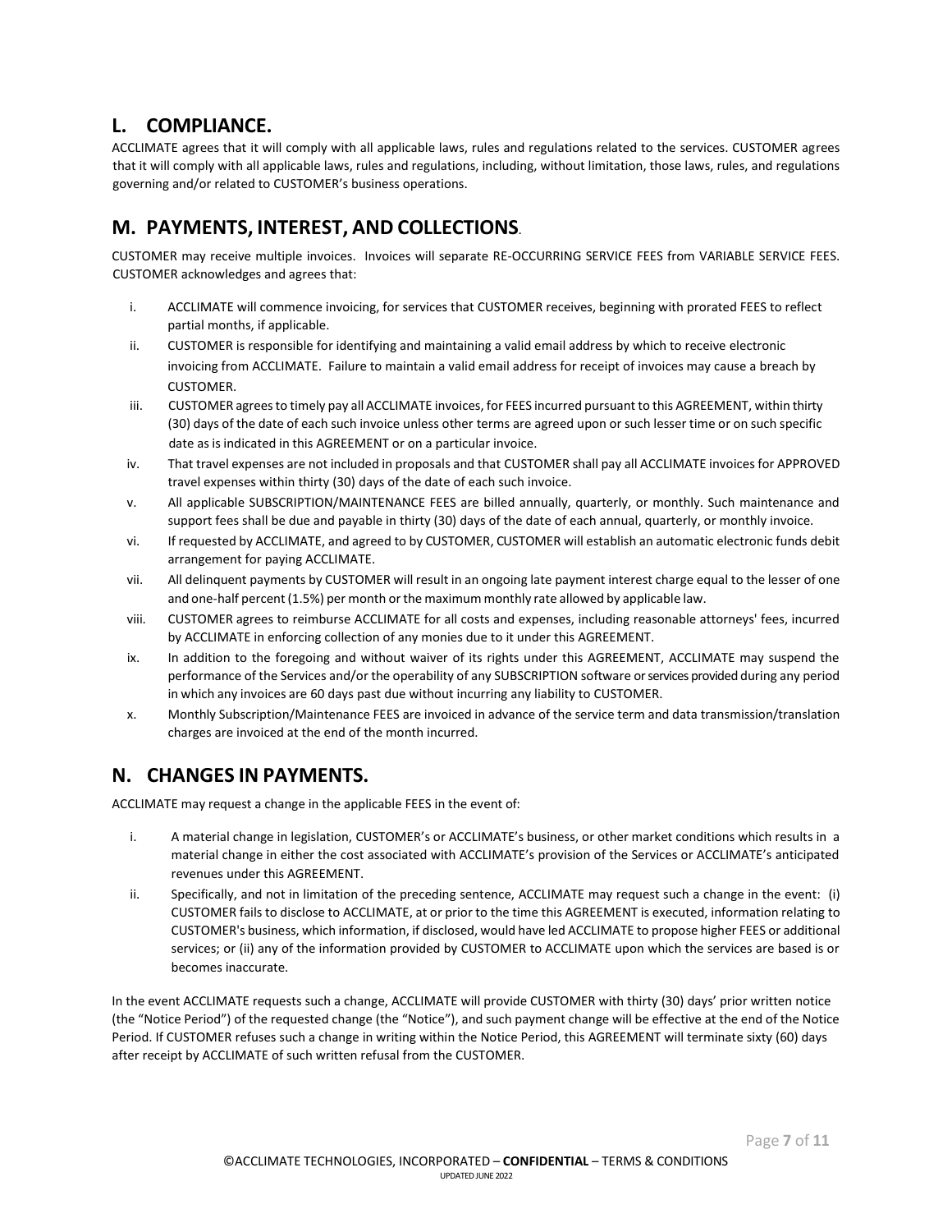## L. COMPLIANCE.

ACCLIMATE agrees that it will comply with all applicable laws, rules and regulations related to the services. CUSTOMER agrees that it will comply with all applicable laws, rules and regulations, including, without limitation, those laws, rules, and regulations governing and/or related to CUSTOMER's business operations.

## M. PAYMENTS, INTEREST, AND COLLECTIONS.

CUSTOMER may receive multiple invoices. Invoices will separate RE-OCCURRING SERVICE FEES from VARIABLE SERVICE FEES. CUSTOMER acknowledges and agrees that:

i. ACCLIMATE will commence invoicing, for services that CUSTOMER receives, beginning with prorated FEES to reflect partial months, if applicable.

ii. CUSTOMER is responsible for identifying and maintaining a valid email address by which to receive electronic invoicing from ACCLIMATE. Failure to maintain a valid email address for receipt of invoices may cause a breach by CUSTOMER.

iii. CUSTOMER agrees to timely pay all ACCLIMATE invoices, for FEES incurred pursuant to this AGREEMENT, within thirty (30) days of the date of each such invoice unless other terms are agreed upon or such lesser time or on such specific date as is indicated in this AGREEMENT or on a particular invoice.

iv. That travel expenses are not included in proposals and that CUSTOMER shall pay all ACCLIMATE invoices for APPROVED travel expenses within thirty (30) days of the date of each such invoice.

v. All applicable SUBSCRIPTION/MAINTENANCE FEES are billed annually, quarterly, or monthly. Such maintenance and support fees shall be due and payable in thirty (30) days of the date of each annual, quarterly, or monthly invoice.

vi. If requested by ACCLIMATE, and agreed to by CUSTOMER, CUSTOMER will establish an automatic electronic funds debit arrangement for paying ACCLIMATE.

vii. All delinquent payments by CUSTOMER will result in an ongoing late payment interest charge equal to the lesser of one and one-half percent (1.5%) per month or the maximum monthly rate allowed by applicable law.

viii. CUSTOMER agrees to reimburse ACCLIMATE for all costs and expenses, including reasonable attorneys' fees, incurred by ACCLIMATE in enforcing collection of any monies due to it under this AGREEMENT.

ix. In addition to the foregoing and without waiver of its rights under this AGREEMENT, ACCLIMATE may suspend the performance of the Services and/or the operability of any SUBSCRIPTION software or services provided during any period in which any invoices are 60 days past due without incurring any liability to CUSTOMER.

x. Monthly Subscription/Maintenance FEES are invoiced in advance of the service term and data transmission/translation charges are invoiced at the end of the month incurred.

## N. CHANGES IN PAYMENTS.

ACCLIMATE may request a change in the applicable FEES in the event of:

i. A material change in legislation, CUSTOMER's or ACCLIMATE's business, or other market conditions which results in a material change in either the cost associated with ACCLIMATE's provision of the Services or ACCLIMATE's anticipated revenues under this AGREEMENT.

ii. Specifically, and not in limitation of the preceding sentence, ACCLIMATE may request such a change in the event: (i) CUSTOMER fails to disclose to ACCLIMATE, at or prior to the time this AGREEMENT is executed, information relating to CUSTOMER's business, which information, if disclosed, would have led ACCLIMATE to propose higher FEES or additional services; or (ii) any of the information provided by CUSTOMER to ACCLIMATE upon which the services are based is or becomes inaccurate.

In the event ACCLIMATE requests such a change, ACCLIMATE will provide CUSTOMER with thirty (30) days' prior written notice (the "Notice Period") of the requested change (the "Notice"), and such payment change will be effective at the end of the Notice Period. If CUSTOMER refuses such a change in writing within the Notice Period, this AGREEMENT will terminate sixty (60) days after receipt by ACCLIMATE of such written refusal from the CUSTOMER.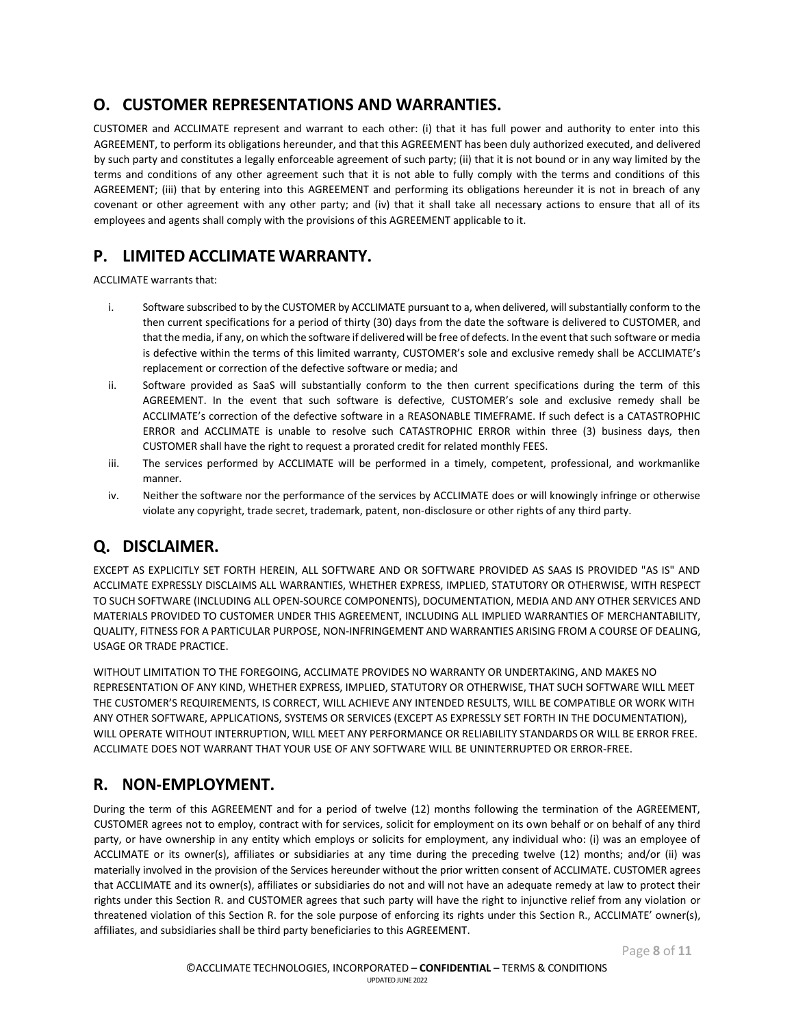## O. CUSTOMER REPRESENTATIONS AND WARRANTIES.

CUSTOMER and ACCLIMATE represent and warrant to each other: (i) that it has full power and authority to enter into this AGREEMENT, to perform its obligations hereunder, and that this AGREEMENT has been duly authorized executed, and delivered by such party and constitutes a legally enforceable agreement of such party; (ii) that it is not bound or in any way limited by the terms and conditions of any other agreement such that it is not able to fully comply with the terms and conditions of this AGREEMENT; (iii) that by entering into this AGREEMENT and performing its obligations hereunder it is not in breach of any covenant or other agreement with any other party; and (iv) that it shall take all necessary actions to ensure that all of its employees and agents shall comply with the provisions of this AGREEMENT applicable to it.

## P. LIMITED ACCLIMATE WARRANTY.

ACCLIMATE warrants that:

i. Software subscribed to by the CUSTOMER by ACCLIMATE pursuant to a, when delivered, will substantially conform to the then current specifications for a period of thirty (30) days from the date the software is delivered to CUSTOMER, and that the media, if any, on which the software if delivered will be free of defects. In the event that such software or media is defective within the terms of this limited warranty, CUSTOMER's sole and exclusive remedy shall be ACCLIMATE's replacement or correction of the defective software or media; and

ii. Software provided as SaaS will substantially conform to the then current specifications during the term of this AGREEMENT. In the event that such software is defective, CUSTOMER's sole and exclusive remedy shall be ACCLIMATE's correction of the defective software in a REASONABLE TIMEFRAME. If such defect is a CATASTROPHIC ERROR and ACCLIMATE is unable to resolve such CATASTROPHIC ERROR within three (3) business days, then CUSTOMER shall have the right to request a prorated credit for related monthly FEES.

iii. The services performed by ACCLIMATE will be performed in a timely, competent, professional, and workmanlike manner.

iv. Neither the software nor the performance of the services by ACCLIMATE does or will knowingly infringe or otherwise violate any copyright, trade secret, trademark, patent, non-disclosure or other rights of any third party.

## Q. DISCLAIMER.

EXCEPT AS EXPLICITLY SET FORTH HEREIN, ALL SOFTWARE AND OR SOFTWARE PROVIDED AS SAAS IS PROVIDED "AS IS" AND ACCLIMATE EXPRESSLY DISCLAIMS ALL WARRANTIES, WHETHER EXPRESS, IMPLIED, STATUTORY OR OTHERWISE, WITH RESPECT TO SUCH SOFTWARE (INCLUDING ALL OPEN-SOURCE COMPONENTS), DOCUMENTATION, MEDIA AND ANY OTHER SERVICES AND MATERIALS PROVIDED TO CUSTOMER UNDER THIS AGREEMENT, INCLUDING ALL IMPLIED WARRANTIES OF MERCHANTABILITY, QUALITY, FITNESS FOR A PARTICULAR PURPOSE, NON-INFRINGEMENT AND WARRANTIES ARISING FROM A COURSE OF DEALING, USAGE OR TRADE PRACTICE.

WITHOUT LIMITATION TO THE FOREGOING, ACCLIMATE PROVIDES NO WARRANTY OR UNDERTAKING, AND MAKES NO REPRESENTATION OF ANY KIND, WHETHER EXPRESS, IMPLIED, STATUTORY OR OTHERWISE, THAT SUCH SOFTWARE WILL MEET THE CUSTOMER'S REQUIREMENTS, IS CORRECT, WILL ACHIEVE ANY INTENDED RESULTS, WILL BE COMPATIBLE OR WORK WITH ANY OTHER SOFTWARE, APPLICATIONS, SYSTEMS OR SERVICES (EXCEPT AS EXPRESSLY SET FORTH IN THE DOCUMENTATION), WILL OPERATE WITHOUT INTERRUPTION, WILL MEET ANY PERFORMANCE OR RELIABILITY STANDARDS OR WILL BE ERROR FREE. ACCLIMATE DOES NOT WARRANT THAT YOUR USE OF ANY SOFTWARE WILL BE UNINTERRUPTED OR ERROR-FREE.

## R. NON-EMPLOYMENT.

During the term of this AGREEMENT and for a period of twelve (12) months following the termination of the AGREEMENT, CUSTOMER agrees not to employ, contract with for services, solicit for employment on its own behalf or on behalf of any third party, or have ownership in any entity which employs or solicits for employment, any individual who: (i) was an employee of ACCLIMATE or its owner(s), affiliates or subsidiaries at any time during the preceding twelve (12) months; and/or (ii) was materially involved in the provision of the Services hereunder without the prior written consent of ACCLIMATE. CUSTOMER agrees that ACCLIMATE and its owner(s), affiliates or subsidiaries do not and will not have an adequate remedy at law to protect their rights under this Section R. and CUSTOMER agrees that such party will have the right to injunctive relief from any violation or threatened violation of this Section R. for the sole purpose of enforcing its rights under this Section R., ACCLIMATE' owner(s), affiliates, and subsidiaries shall be third party beneficiaries to this AGREEMENT.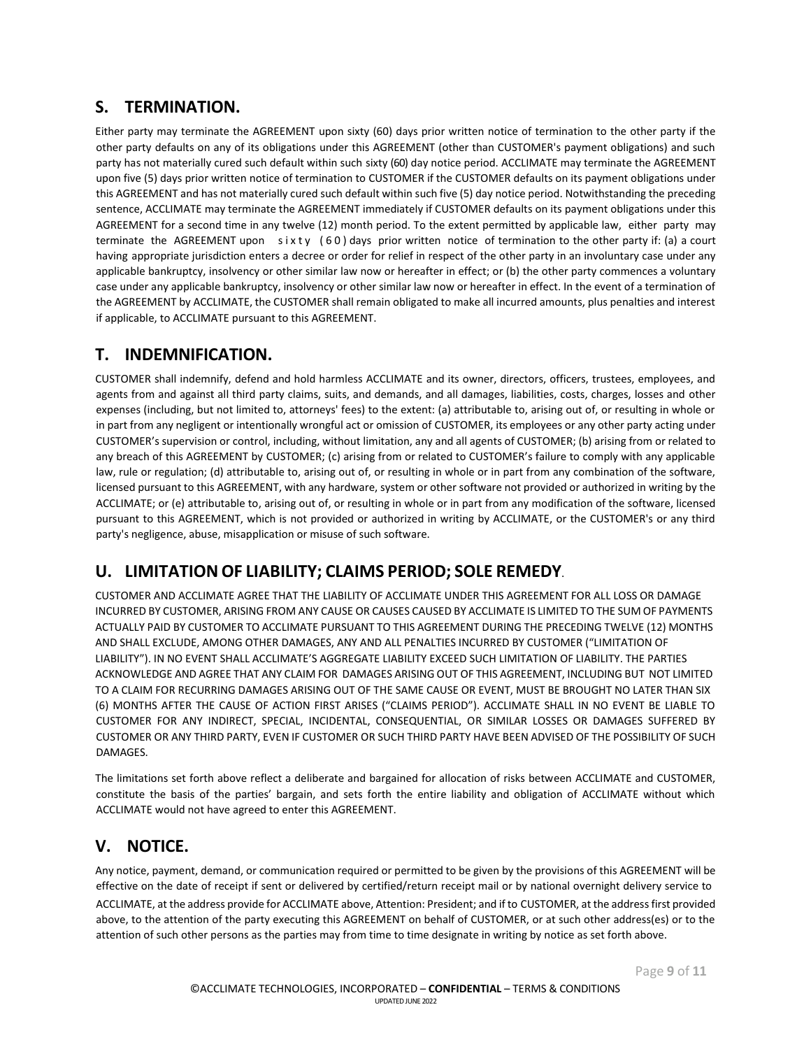## S. TERMINATION.

Either party may terminate the AGREEMENT upon sixty (60) days prior written notice of termination to the other party if the other party defaults on any of its obligations under this AGREEMENT (other than CUSTOMER's payment obligations) and such party has not materially cured such default within such sixty (60) day notice period. ACCLIMATE may terminate the AGREEMENT upon five (5) days prior written notice of termination to CUSTOMER if the CUSTOMER defaults on its payment obligations under this AGREEMENT and has not materially cured such default within such five (5) day notice period. Notwithstanding the preceding sentence, ACCLIMATE may terminate the AGREEMENT immediately if CUSTOMER defaults on its payment obligations under this AGREEMENT for a second time in any twelve (12) month period. To the extent permitted by applicable law, either party may terminate the AGREEMENT upon sixty (60) days prior written notice of termination to the other party if: (a) a court having appropriate jurisdiction enters a decree or order for relief in respect of the other party in an involuntary case under any applicable bankruptcy, insolvency or other similar law now or hereafter in effect; or (b) the other party commences a voluntary case under any applicable bankruptcy, insolvency or other similar law now or hereafter in effect. In the event of a termination of the AGREEMENT by ACCLIMATE, the CUSTOMER shall remain obligated to make all incurred amounts, plus penalties and interest if applicable, to ACCLIMATE pursuant to this AGREEMENT.

## T. INDEMNIFICATION.

CUSTOMER shall indemnify, defend and hold harmless ACCLIMATE and its owner, directors, officers, trustees, employees, and agents from and against all third party claims, suits, and demands, and all damages, liabilities, costs, charges, losses and other expenses (including, but not limited to, attorneys' fees) to the extent: (a) attributable to, arising out of, or resulting in whole or in part from any negligent or intentionally wrongful act or omission of CUSTOMER, its employees or any other party acting under CUSTOMER's supervision or control, including, without limitation, any and all agents of CUSTOMER; (b) arising from or related to any breach of this AGREEMENT by CUSTOMER; (c) arising from or related to CUSTOMER's failure to comply with any applicable law, rule or regulation; (d) attributable to, arising out of, or resulting in whole or in part from any combination of the software, licensed pursuant to this AGREEMENT, with any hardware, system or other software not provided or authorized in writing by the ACCLIMATE; or (e) attributable to, arising out of, or resulting in whole or in part from any modification of the software, licensed pursuant to this AGREEMENT, which is not provided or authorized in writing by ACCLIMATE, or the CUSTOMER's or any third party's negligence, abuse, misapplication or misuse of such software.

## U. LIMITATION OF LIABILITY; CLAIMS PERIOD; SOLE REMEDY.

CUSTOMER AND ACCLIMATE AGREE THAT THE LIABILITY OF ACCLIMATE UNDER THIS AGREEMENT FOR ALL LOSS OR DAMAGE INCURRED BY CUSTOMER, ARISING FROM ANY CAUSE OR CAUSES CAUSED BY ACCLIMATE IS LIMITED TO THE SUM OF PAYMENTS ACTUALLY PAID BY CUSTOMER TO ACCLIMATE PURSUANT TO THIS AGREEMENT DURING THE PRECEDING TWELVE (12) MONTHS AND SHALL EXCLUDE, AMONG OTHER DAMAGES, ANY AND ALL PENALTIES INCURRED BY CUSTOMER ("LIMITATION OF LIABILITY"). IN NO EVENT SHALL ACCLIMATE'S AGGREGATE LIABILITY EXCEED SUCH LIMITATION OF LIABILITY. THE PARTIES ACKNOWLEDGE AND AGREE THAT ANY CLAIM FOR DAMAGES ARISING OUT OF THIS AGREEMENT, INCLUDING BUT NOT LIMITED TO A CLAIM FOR RECURRING DAMAGES ARISING OUT OF THE SAME CAUSE OR EVENT, MUST BE BROUGHT NO LATER THAN SIX (6) MONTHS AFTER THE CAUSE OF ACTION FIRST ARISES ("CLAIMS PERIOD"). ACCLIMATE SHALL IN NO EVENT BE LIABLE TO CUSTOMER FOR ANY INDIRECT, SPECIAL, INCIDENTAL, CONSEQUENTIAL, OR SIMILAR LOSSES OR DAMAGES SUFFERED BY CUSTOMER OR ANY THIRD PARTY, EVEN IF CUSTOMER OR SUCH THIRD PARTY HAVE BEEN ADVISED OF THE POSSIBILITY OF SUCH DAMAGES.

The limitations set forth above reflect a deliberate and bargained for allocation of risks between ACCLIMATE and CUSTOMER, constitute the basis of the parties' bargain, and sets forth the entire liability and obligation of ACCLIMATE without which ACCLIMATE would not have agreed to enter this AGREEMENT.

## V. NOTICE.

Any notice, payment, demand, or communication required or permitted to be given by the provisions of this AGREEMENT will be effective on the date of receipt if sent or delivered by certified/return receipt mail or by national overnight delivery service to ACCLIMATE, at the address provide for ACCLIMATE above, Attention: President; and if to CUSTOMER, at the address first provided above, to the attention of the party executing this AGREEMENT on behalf of CUSTOMER, or at such other address(es) or to the attention of such other persons as the parties may from time to time designate in writing by notice as set forth above.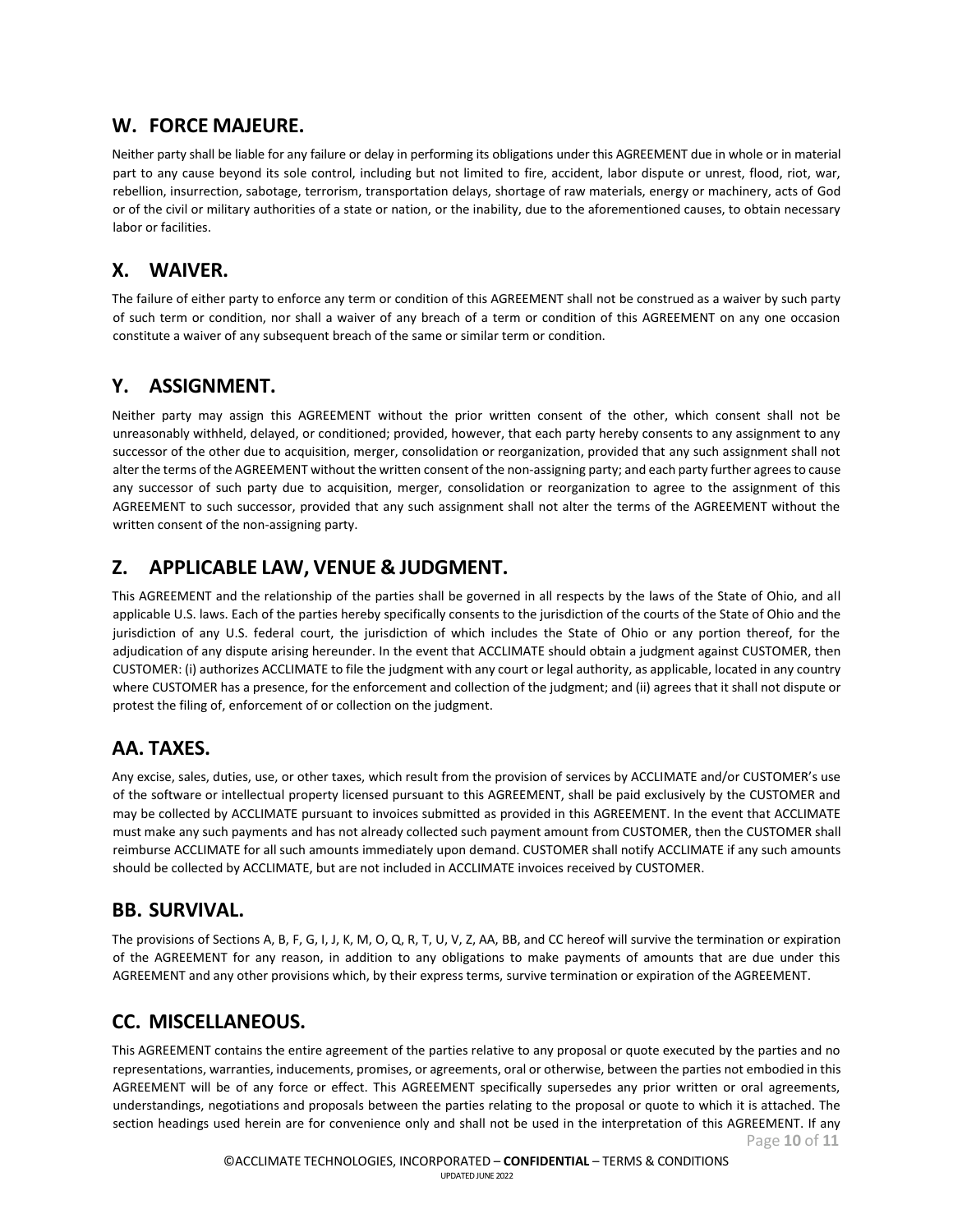## W. FORCE MAJEURE.

Neither party shall be liable for any failure or delay in performing its obligations under this AGREEMENT due in whole or in material part to any cause beyond its sole control, including but not limited to fire, accident, labor dispute or unrest, flood, riot, war, rebellion, insurrection, sabotage, terrorism, transportation delays, shortage of raw materials, energy or machinery, acts of God or of the civil or military authorities of a state or nation, or the inability, due to the aforementioned causes, to obtain necessary labor or facilities.

## X. WAIVER.

The failure of either party to enforce any term or condition of this AGREEMENT shall not be construed as a waiver by such party of such term or condition, nor shall a waiver of any breach of a term or condition of this AGREEMENT on any one occasion constitute a waiver of any subsequent breach of the same or similar term or condition.

## Y. ASSIGNMENT.

Neither party may assign this AGREEMENT without the prior written consent of the other, which consent shall not be unreasonably withheld, delayed, or conditioned; provided, however, that each party hereby consents to any assignment to any successor of the other due to acquisition, merger, consolidation or reorganization, provided that any such assignment shall not alter the terms of the AGREEMENT without the written consent of the non-assigning party; and each party further agrees to cause any successor of such party due to acquisition, merger, consolidation or reorganization to agree to the assignment of this AGREEMENT to such successor, provided that any such assignment shall not alter the terms of the AGREEMENT without the written consent of the non-assigning party.

## Z. APPLICABLE LAW, VENUE & JUDGMENT.

This AGREEMENT and the relationship of the parties shall be governed in all respects by the laws of the State of Ohio, and all applicable U.S. laws. Each of the parties hereby specifically consents to the jurisdiction of the courts of the State of Ohio and the jurisdiction of any U.S. federal court, the jurisdiction of which includes the State of Ohio or any portion thereof, for the adjudication of any dispute arising hereunder. In the event that ACCLIMATE should obtain a judgment against CUSTOMER, then CUSTOMER: (i) authorizes ACCLIMATE to file the judgment with any court or legal authority, as applicable, located in any country where CUSTOMER has a presence, for the enforcement and collection of the judgment; and (ii) agrees that it shall not dispute or protest the filing of, enforcement of or collection on the judgment.

## AA. TAXES.

Any excise, sales, duties, use, or other taxes, which result from the provision of services by ACCLIMATE and/or CUSTOMER's use of the software or intellectual property licensed pursuant to this AGREEMENT, shall be paid exclusively by the CUSTOMER and may be collected by ACCLIMATE pursuant to invoices submitted as provided in this AGREEMENT. In the event that ACCLIMATE must make any such payments and has not already collected such payment amount from CUSTOMER, then the CUSTOMER shall reimburse ACCLIMATE for all such amounts immediately upon demand. CUSTOMER shall notify ACCLIMATE if any such amounts should be collected by ACCLIMATE, but are not included in ACCLIMATE invoices received by CUSTOMER.

## BB. SURVIVAL.

The provisions of Sections A, B, F, G, I, J, K, M, O, Q, R, T, U, V, Z, AA, BB, and CC hereof will survive the termination or expiration of the AGREEMENT for any reason, in addition to any obligations to make payments of amounts that are due under this AGREEMENT and any other provisions which, by their express terms, survive termination or expiration of the AGREEMENT.

## CC. MISCELLANEOUS.

This AGREEMENT contains the entire agreement of the parties relative to any proposal or quote executed by the parties and no representations, warranties, inducements, promises, or agreements, oral or otherwise, between the parties not embodied in this AGREEMENT will be of any force or effect. This AGREEMENT specifically supersedes any prior written or oral agreements, understandings, negotiations and proposals between the parties relating to the proposal or quote to which it is attached. The section headings used herein are for convenience only and shall not be used in the interpretation of this AGREEMENT. If any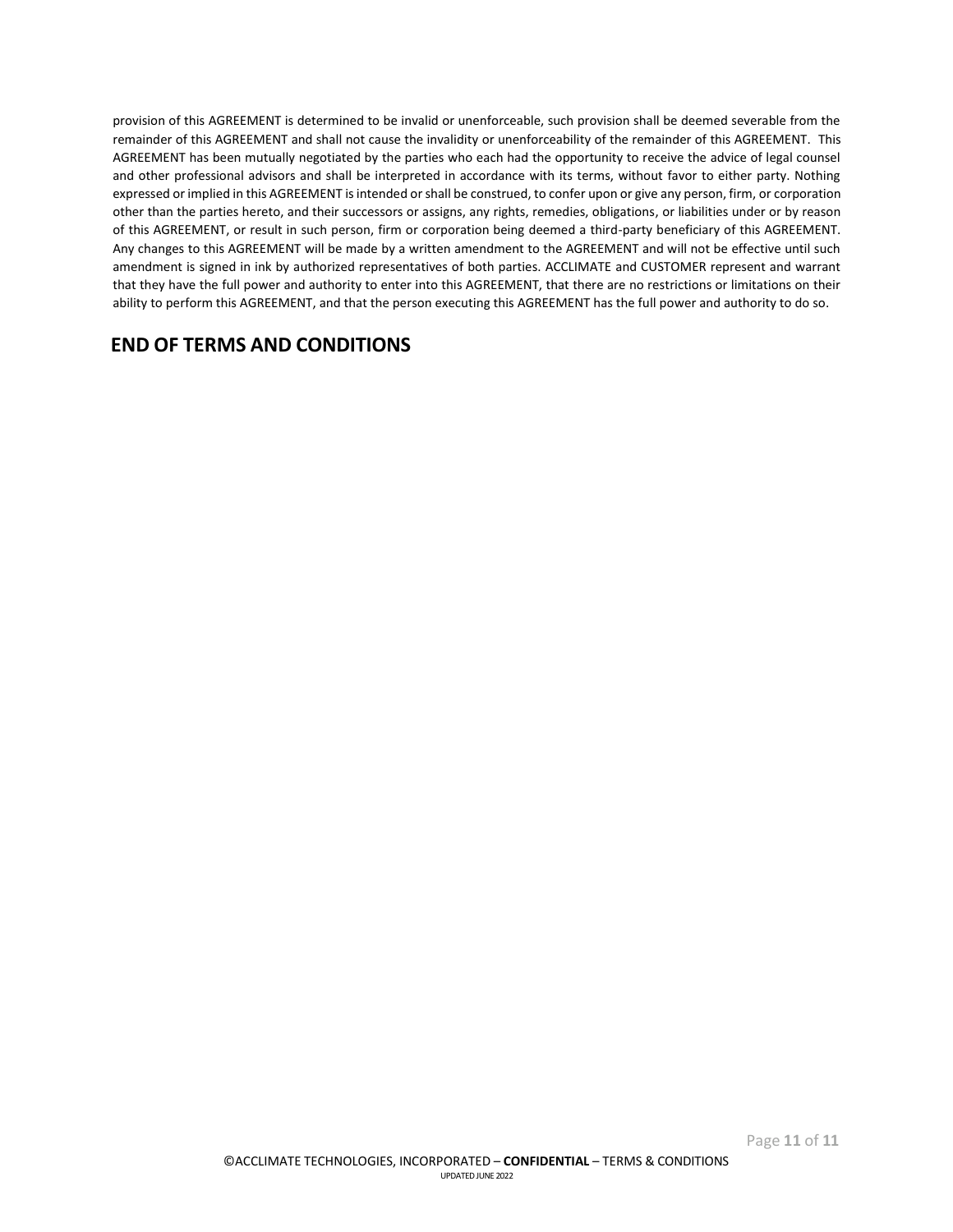provision of this AGREEMENT is determined to be invalid or unenforceable, such provision shall be deemed severable from the remainder of this AGREEMENT and shall not cause the invalidity or unenforceability of the remainder of this AGREEMENT. This AGREEMENT has been mutually negotiated by the parties who each had the opportunity to receive the advice of legal counsel and other professional advisors and shall be interpreted in accordance with its terms, without favor to either party. Nothing expressed or implied in this AGREEMENT is intended or shall be construed, to confer upon or give any person, firm, or corporation other than the parties hereto, and their successors or assigns, any rights, remedies, obligations, or liabilities under or by reason of this AGREEMENT, or result in such person, firm or corporation being deemed a third-party beneficiary of this AGREEMENT. Any changes to this AGREEMENT will be made by a written amendment to the AGREEMENT and will not be effective until such amendment is signed in ink by authorized representatives of both parties. ACCLIMATE and CUSTOMER represent and warrant that they have the full power and authority to enter into this AGREEMENT, that there are no restrictions or limitations on their ability to perform this AGREEMENT, and that the person executing this AGREEMENT has the full power and authority to do so.

## END OF TERMS AND CONDITIONS